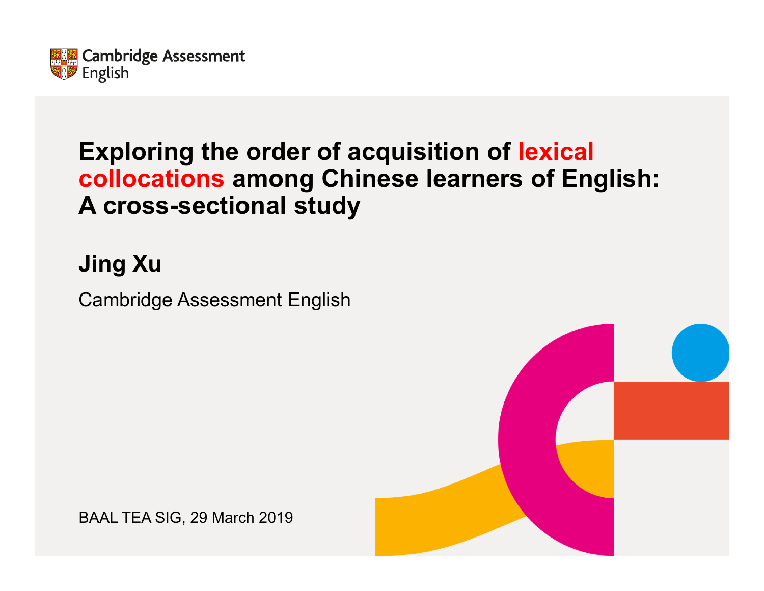Cambridge Assessment English

# Exploring the order of acquisition of lexical collocations among Chinese learners of English: A cross-sectional study

## Jing Xu

Cambridge Assessment English

BAAL TEA SIG, 29 March 2019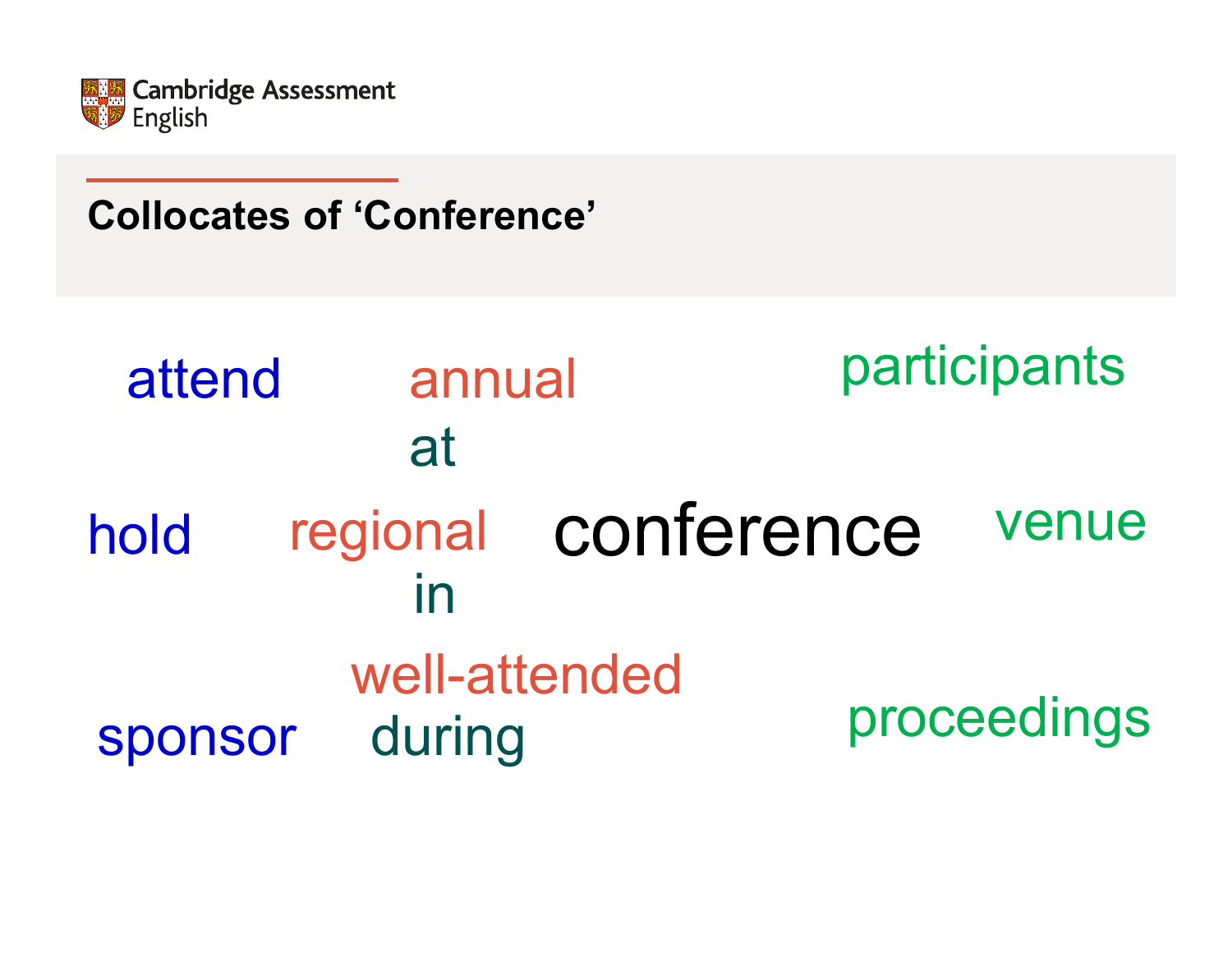## Collocates of 'Conference'

attend

hold

sponsor

annual

at

regional

in

well-attended

during

conference

participants

venue

proceedings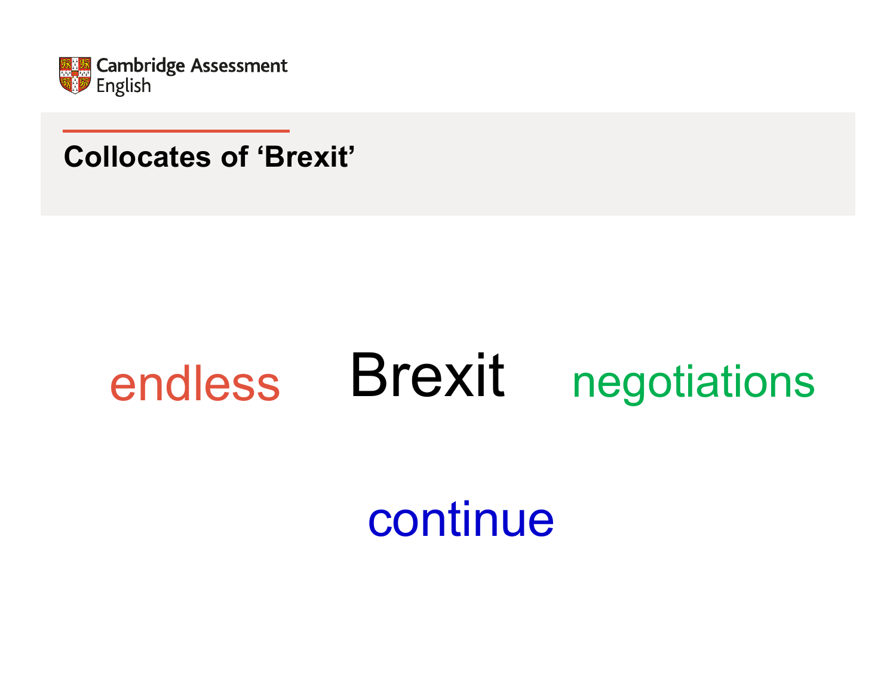## Collocates of ‘Brexit’

endless Brexit negotiations

continue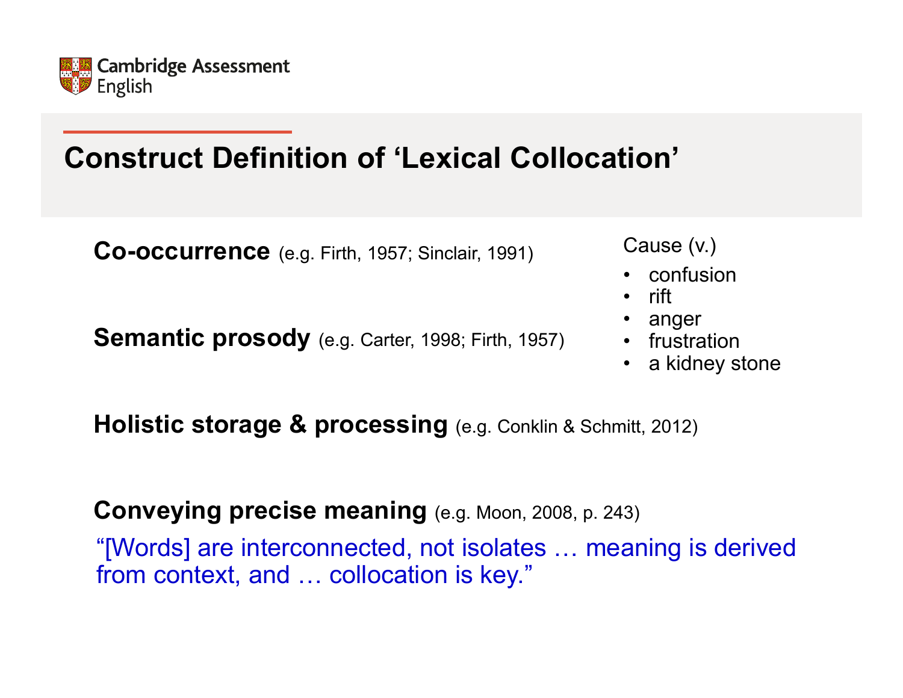# Construct Definition of 'Lexical Collocation'

**Co-occurrence** (e.g. Firth, 1957; Sinclair, 1991)

Cause (v.)

- confusion
- rift
- anger
- frustration
- a kidney stone

**Semantic prosody** (e.g. Carter, 1998; Firth, 1957)

**Holistic storage & processing** (e.g. Conklin & Schmitt, 2012)

**Conveying precise meaning** (e.g. Moon, 2008, p. 243)

"[Words] are interconnected, not isolates … meaning is derived from context, and … collocation is key."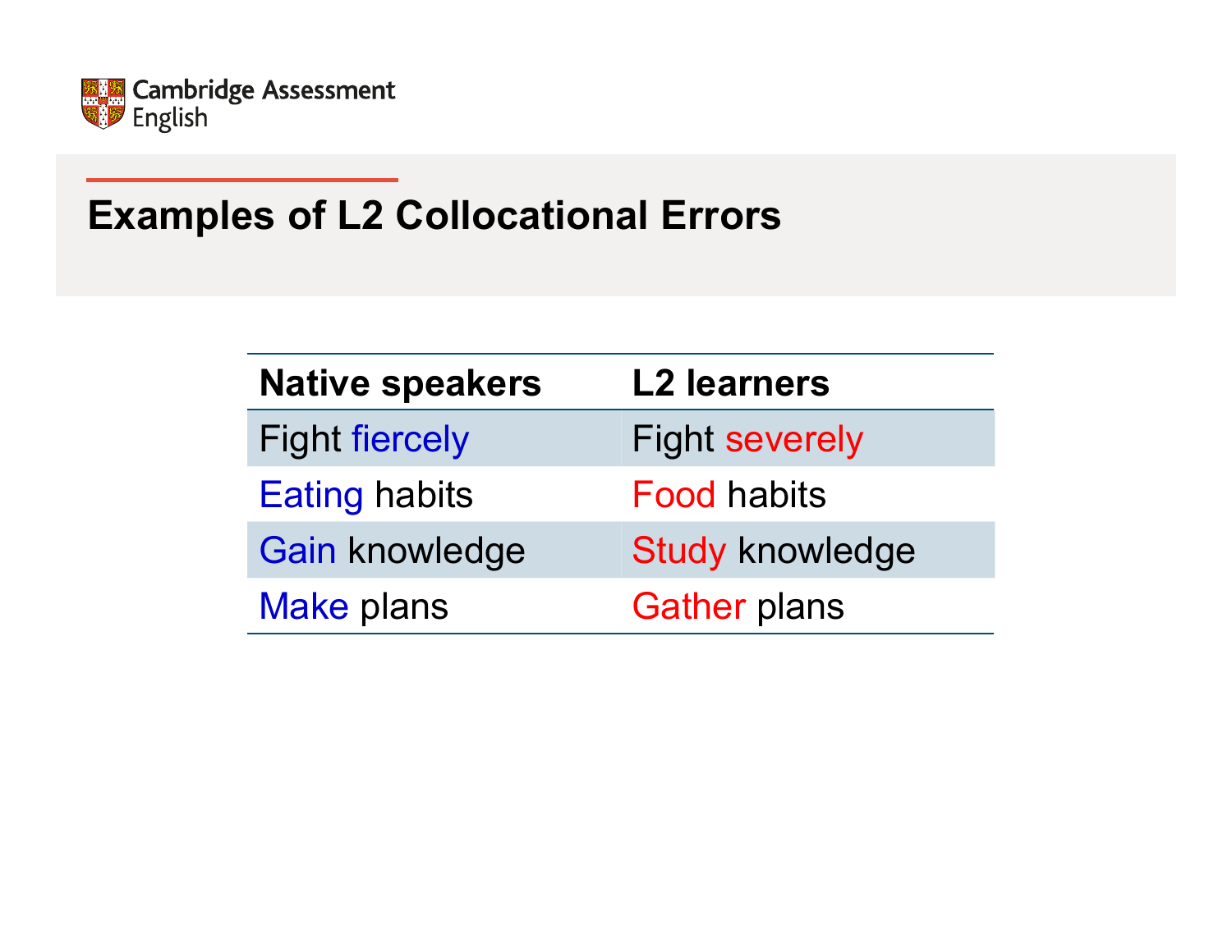## Examples of L2 Collocational Errors

| Native speakers | L2 learners |
|---|---|
| Fight fiercely | Fight severely |
| Eating habits | Food habits |
| Gain knowledge | Study knowledge |
| Make plans | Gather plans |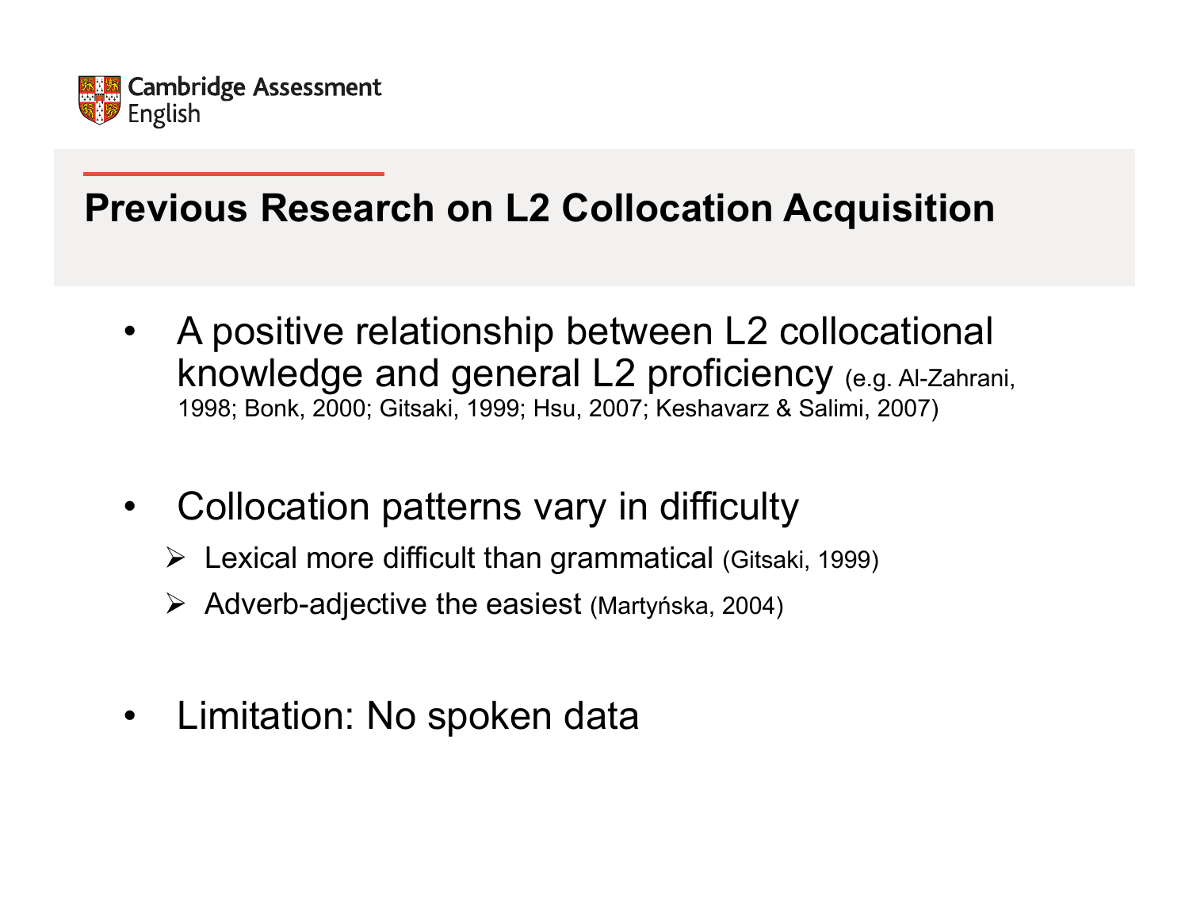## Previous Research on L2 Collocation Acquisition

- A positive relationship between L2 collocational knowledge and general L2 proficiency (e.g. Al-Zahrani, 1998; Bonk, 2000; Gitsaki, 1999; Hsu, 2007; Keshavarz & Salimi, 2007)
- Collocation patterns vary in difficulty
  - Lexical more difficult than grammatical (Gitsaki, 1999)
  - Adverb-adjective the easiest (Martyńska, 2004)
- Limitation: No spoken data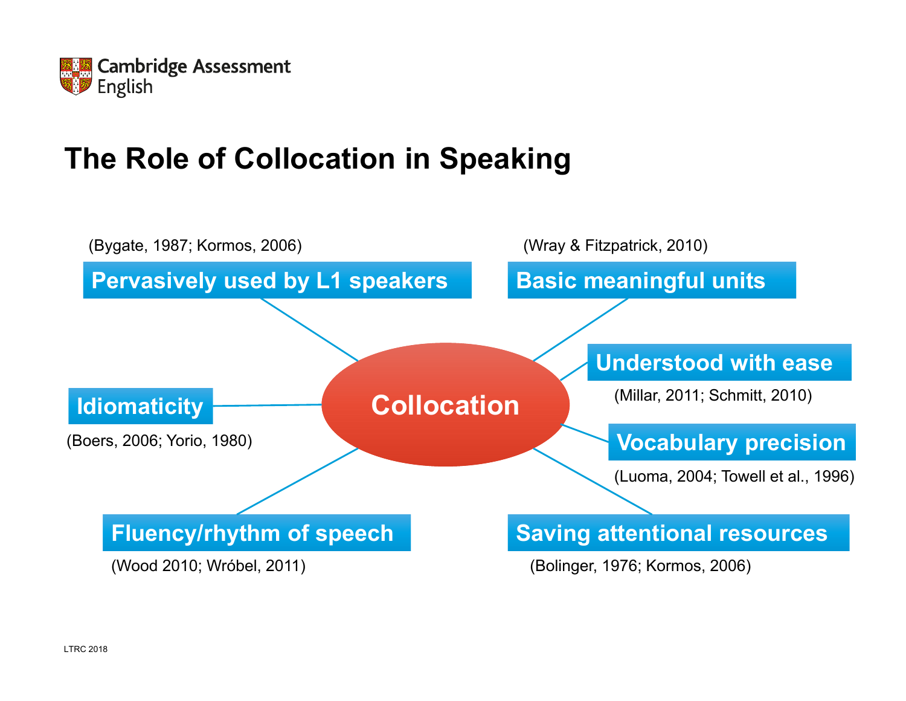# The Role of Collocation in Speaking

**Collocation**

- **Pervasively used by L1 speakers** (Bygate, 1987; Kormos, 2006)
- **Basic meaningful units** (Wray & Fitzpatrick, 2010)
- **Understood with ease** (Millar, 2011; Schmitt, 2010)
- **Idiomaticity** (Boers, 2006; Yorio, 1980)
- **Vocabulary precision** (Luoma, 2004; Towell et al., 1996)
- **Fluency/rhythm of speech** (Wood 2010; Wróbel, 2011)
- **Saving attentional resources** (Bolinger, 1976; Kormos, 2006)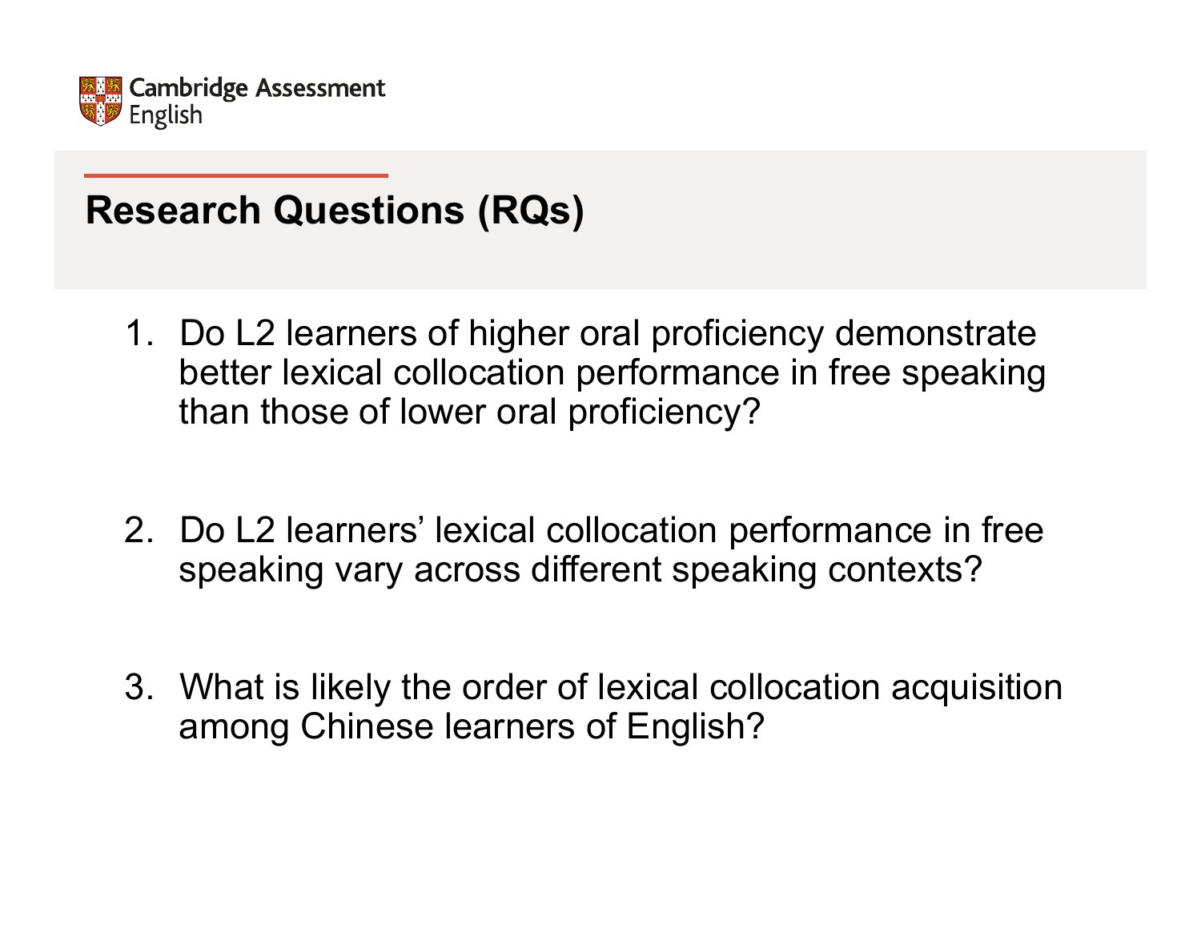## Research Questions (RQs)

1. Do L2 learners of higher oral proficiency demonstrate better lexical collocation performance in free speaking than those of lower oral proficiency?

2. Do L2 learners' lexical collocation performance in free speaking vary across different speaking contexts?

3. What is likely the order of lexical collocation acquisition among Chinese learners of English?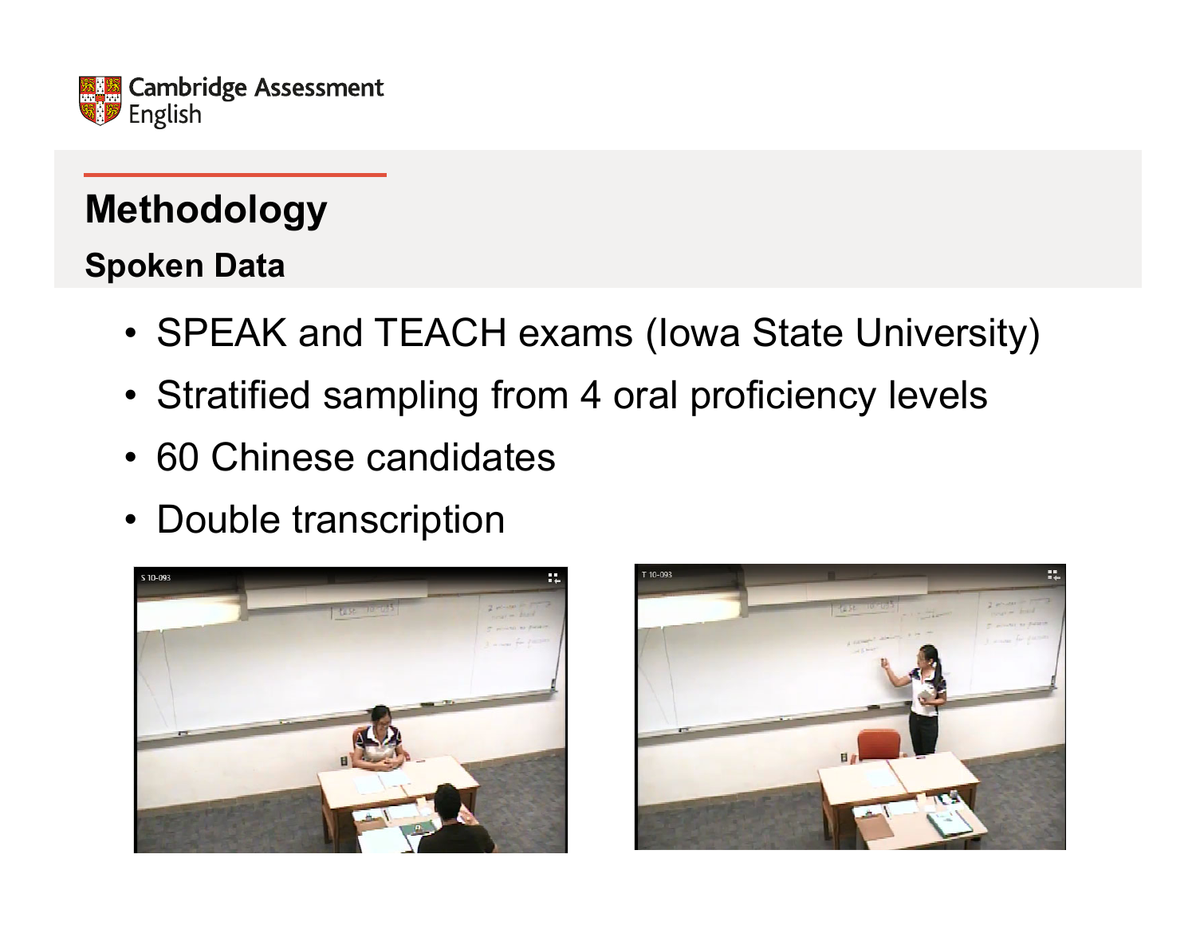## Methodology

### Spoken Data

- SPEAK and TEACH exams (Iowa State University)
- Stratified sampling from 4 oral proficiency levels
- 60 Chinese candidates
- Double transcription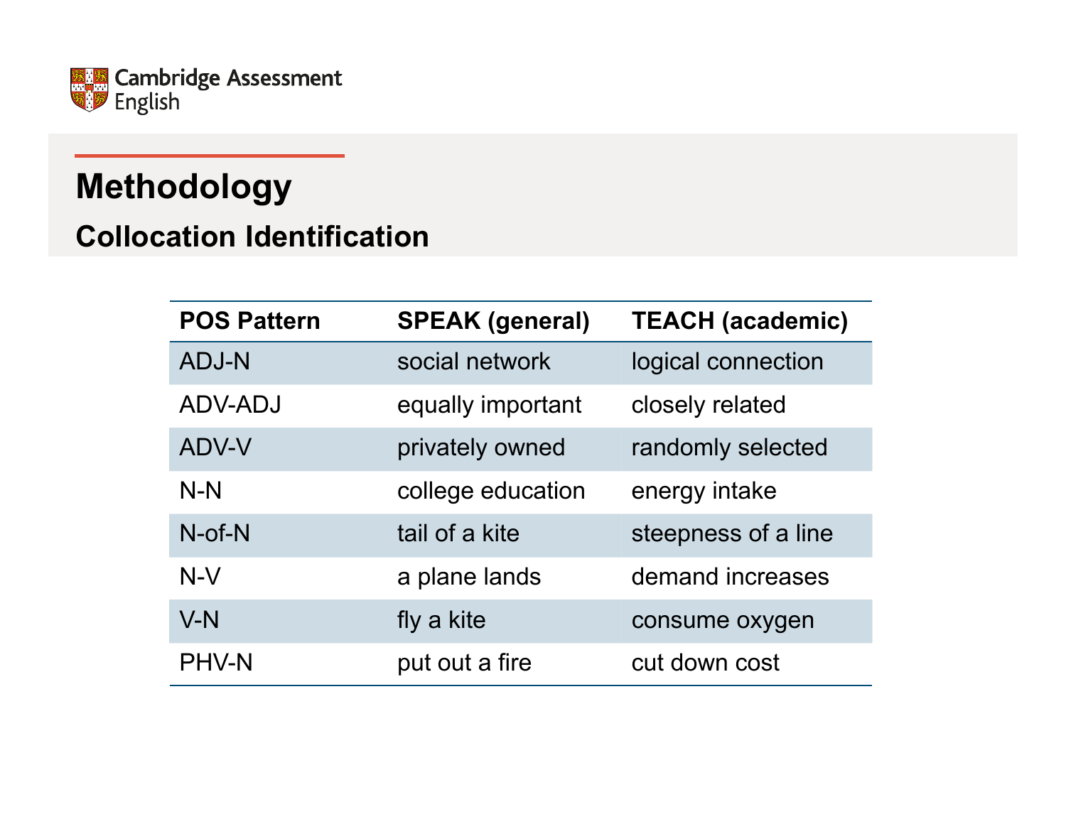# Methodology

## Collocation Identification

| POS Pattern | SPEAK (general) | TEACH (academic) |
|---|---|---|
| ADJ-N | social network | logical connection |
| ADV-ADJ | equally important | closely related |
| ADV-V | privately owned | randomly selected |
| N-N | college education | energy intake |
| N-of-N | tail of a kite | steepness of a line |
| N-V | a plane lands | demand increases |
| V-N | fly a kite | consume oxygen |
| PHV-N | put out a fire | cut down cost |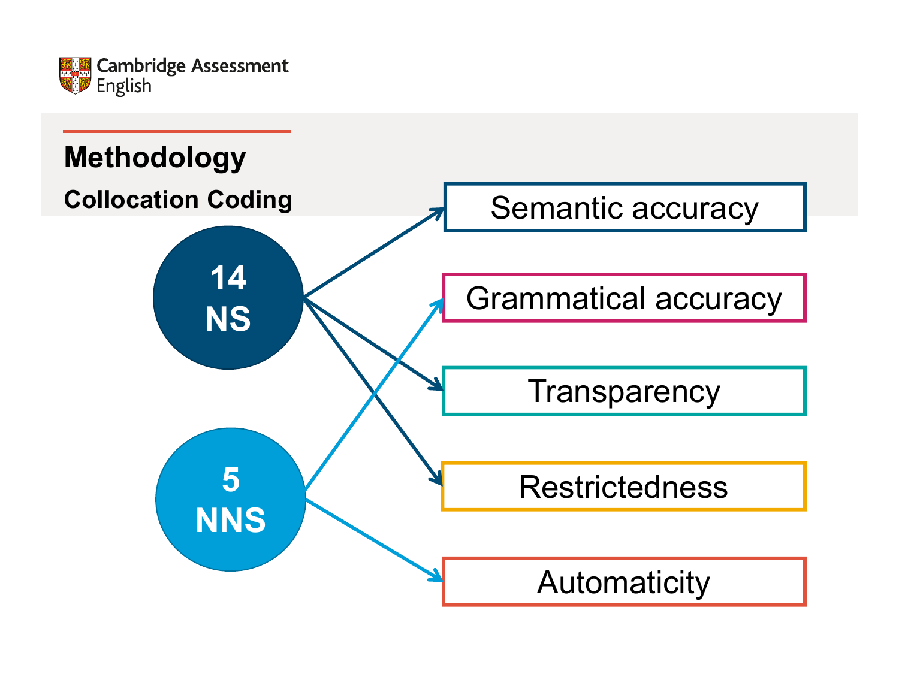# Methodology

## Collocation Coding

**14 NS** → Semantic accuracy, Transparency, Restrictedness

**5 NNS** → Grammatical accuracy, Automaticity

- Semantic accuracy
- Grammatical accuracy
- Transparency
- Restrictedness
- Automaticity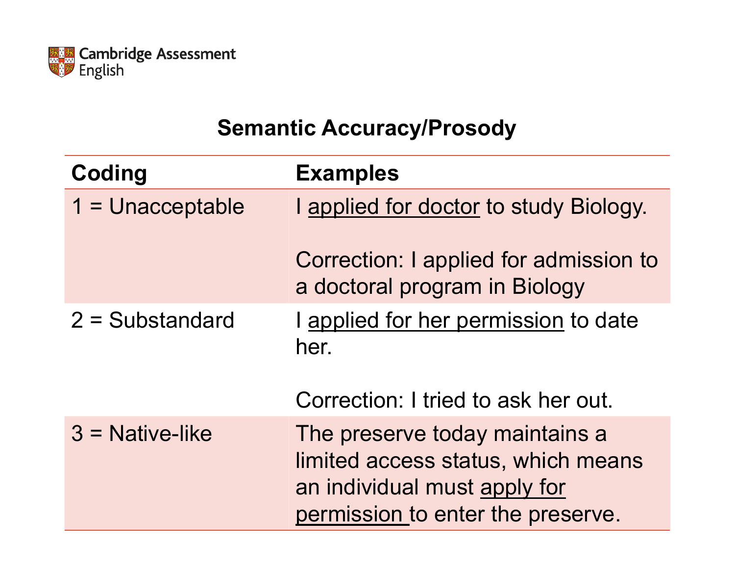## Semantic Accuracy/Prosody

| Coding | Examples |
| --- | --- |
| 1 = Unacceptable | I <u>applied for doctor</u> to study Biology.<br><br>Correction: I applied for admission to a doctoral program in Biology |
| 2 = Substandard | I <u>applied for her permission</u> to date her.<br><br>Correction: I tried to ask her out. |
| 3 = Native-like | The preserve today maintains a limited access status, which means an individual must <u>apply for permission</u> to enter the preserve. |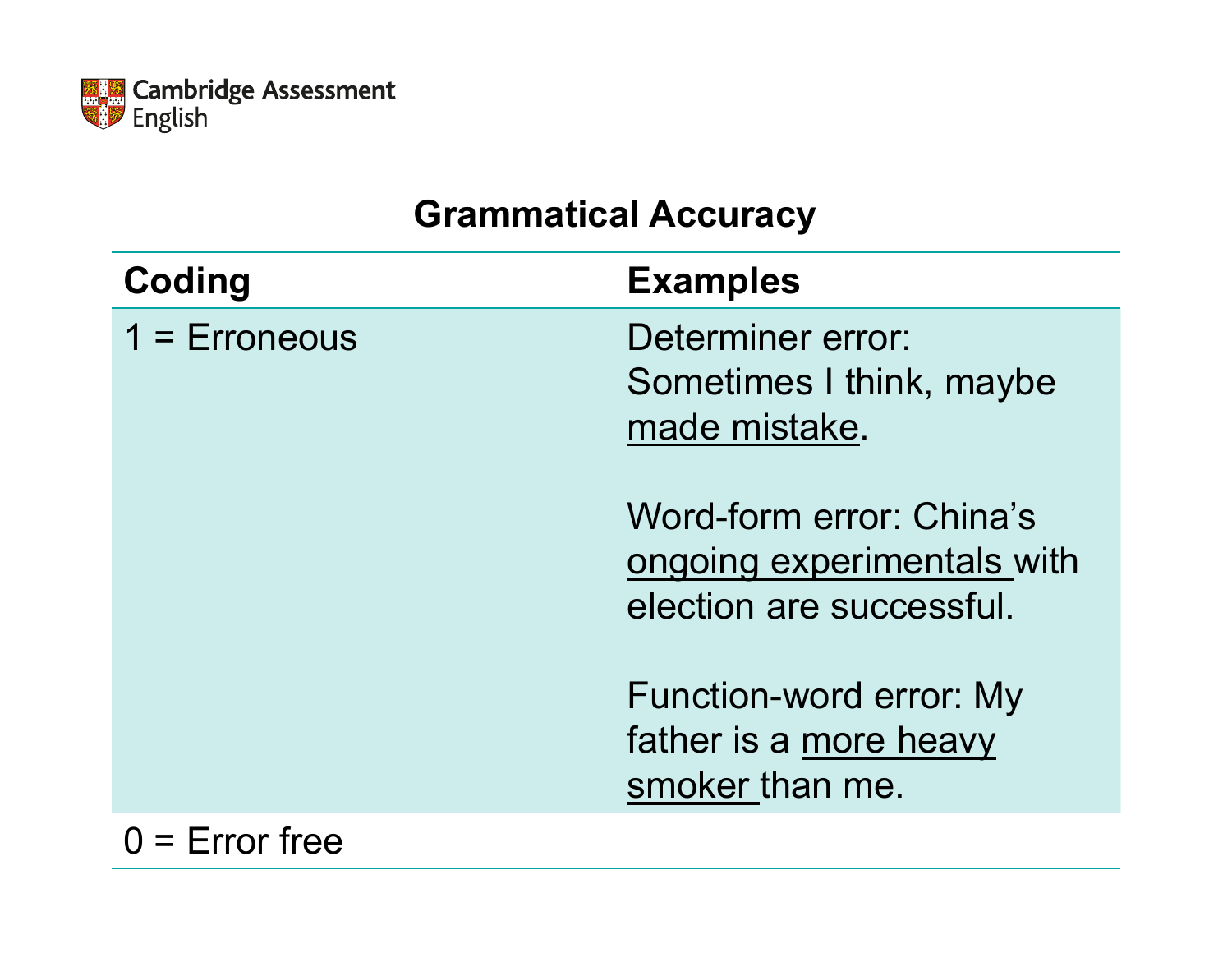## Grammatical Accuracy

| Coding | Examples |
|---|---|
| 1 = Erroneous | Determiner error: Sometimes I think, maybe <u>made mistake</u>.<br><br>Word-form error: China's <u>ongoing experimentals</u> with election are successful.<br><br>Function-word error: My father is a <u>more heavy smoker</u> than me. |
| 0 = Error free | |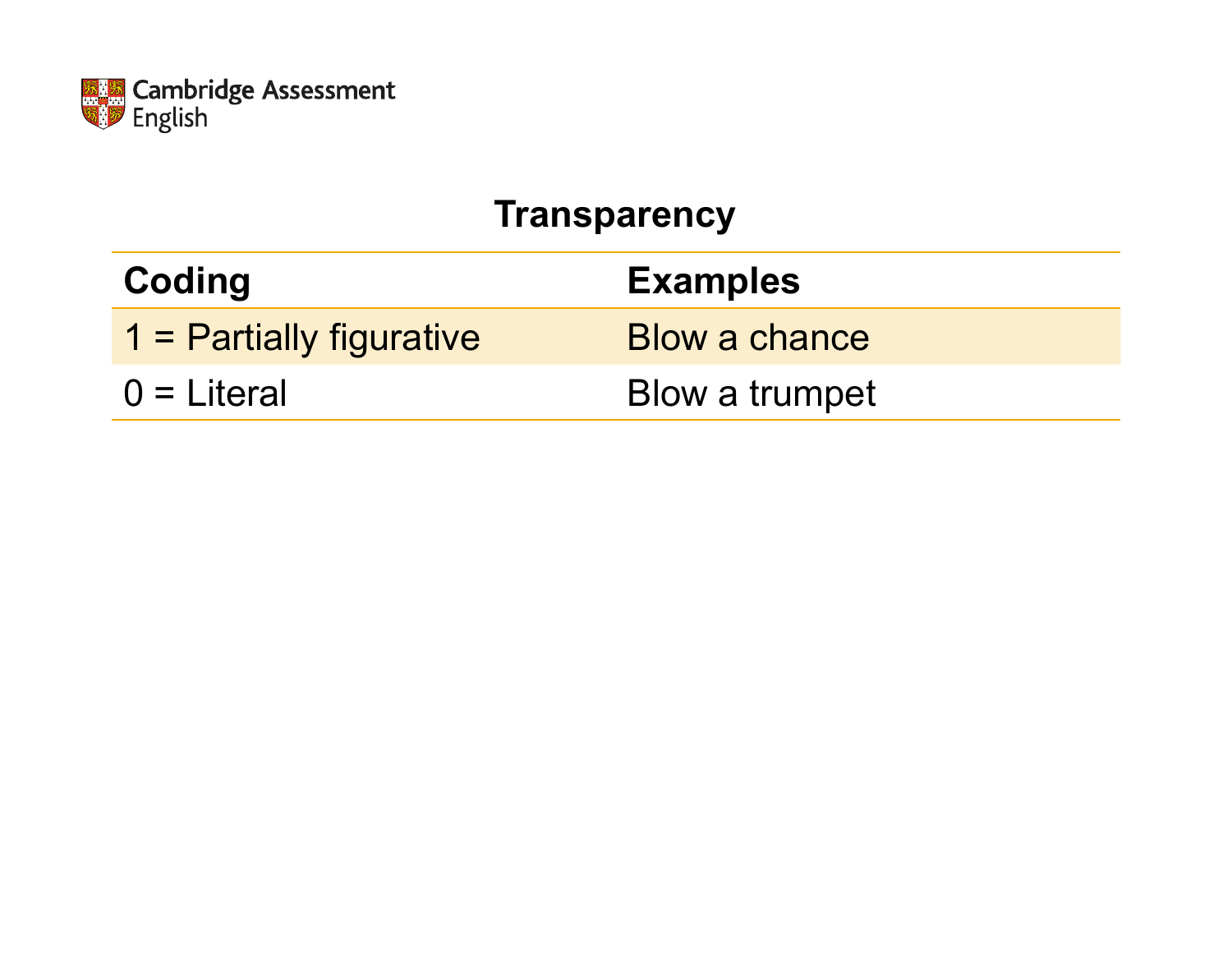## Transparency

| Coding | Examples |
| --- | --- |
| 1 = Partially figurative | Blow a chance |
| 0 = Literal | Blow a trumpet |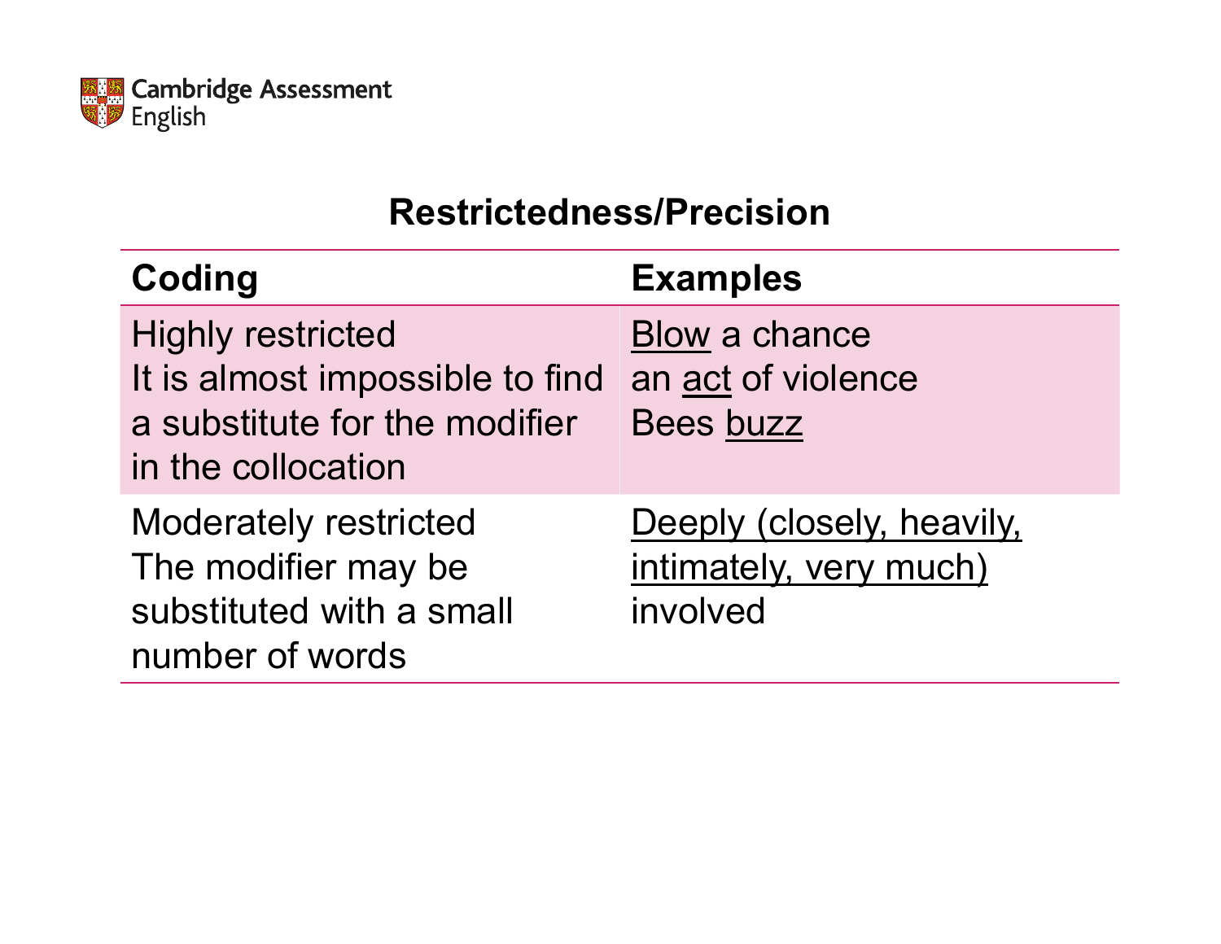## Restrictedness/Precision

| Coding | Examples |
|---|---|
| Highly restricted<br>It is almost impossible to find a substitute for the modifier in the collocation | <u>Blow</u> a chance<br>an <u>act</u> of violence<br>Bees <u>buzz</u> |
| Moderately restricted<br>The modifier may be substituted with a small number of words | <u>Deeply (closely, heavily, intimately, very much)</u> involved |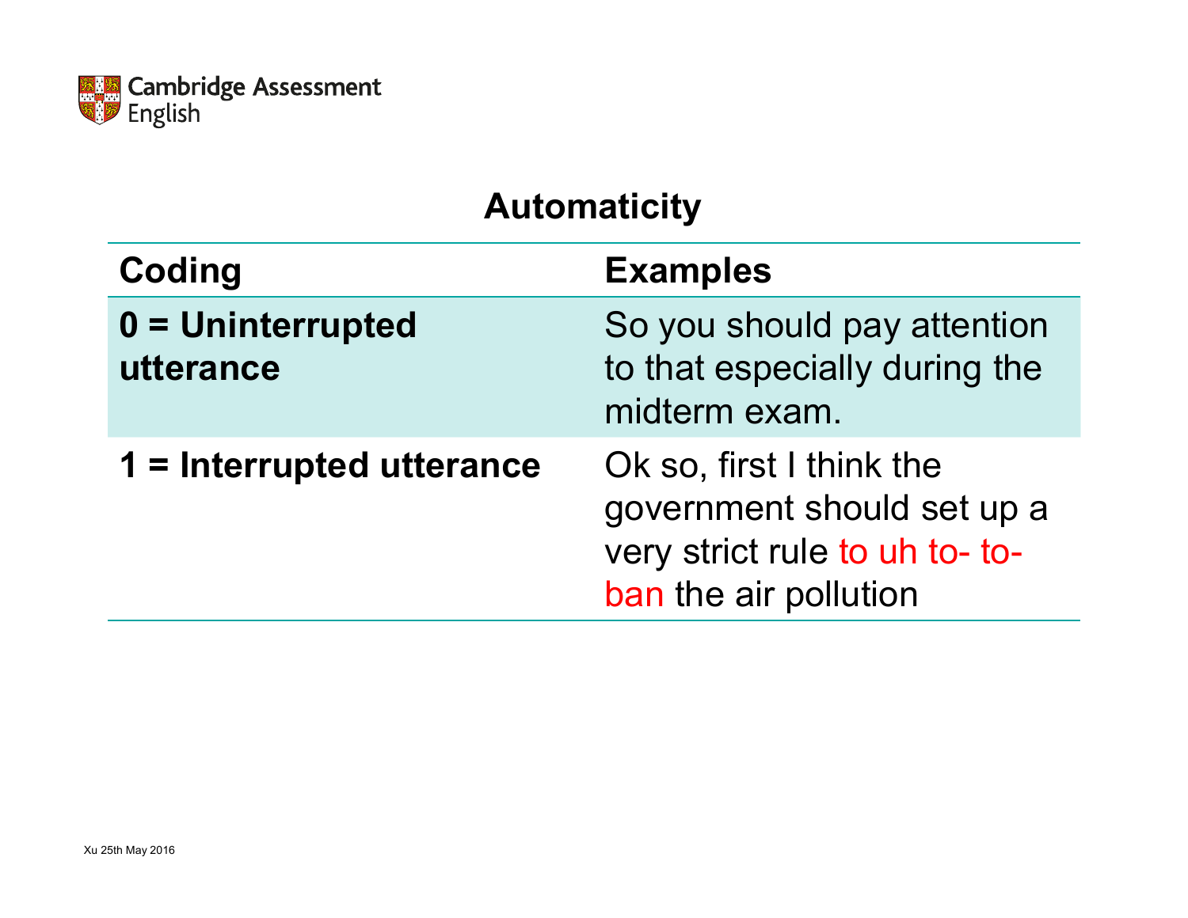## Automaticity

| Coding | Examples |
|---|---|
| **0 = Uninterrupted utterance** | So you should pay attention to that especially during the midterm exam. |
| **1 = Interrupted utterance** | Ok so, first I think the government should set up a very strict rule to uh to- to- ban the air pollution |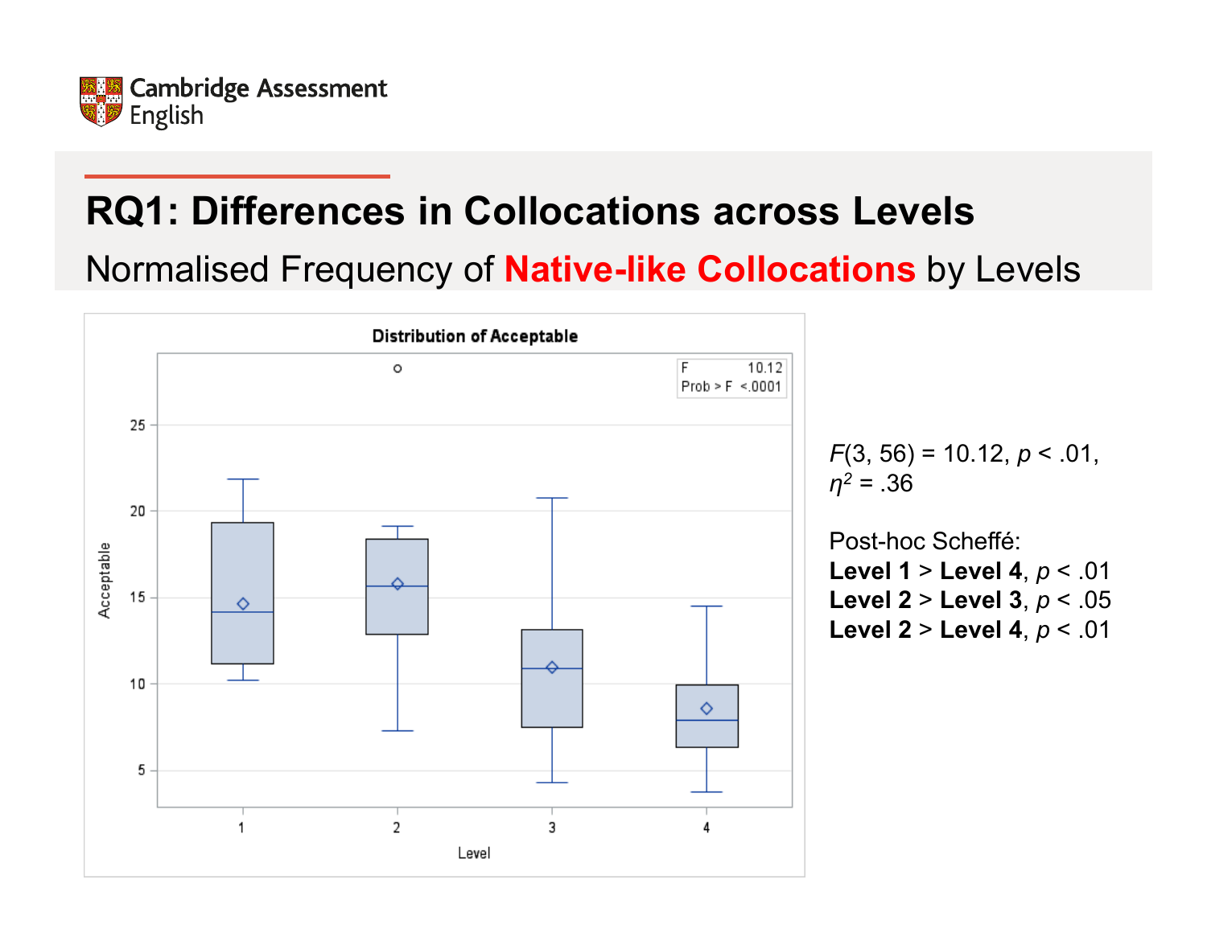# RQ1: Differences in Collocations across Levels

## Normalised Frequency of **Native-like Collocations** by Levels

Distribution of Acceptable

| F | 10.12 |
|---|---|
| Prob > F | <.0001 |

$F(3, 56) = 10.12$, $p < .01$, $\eta^2 = .36$

Post-hoc Scheffé:

**Level 1** > **Level 4**, $p < .01$

**Level 2** > **Level 3**, $p < .05$

**Level 2** > **Level 4**, $p < .01$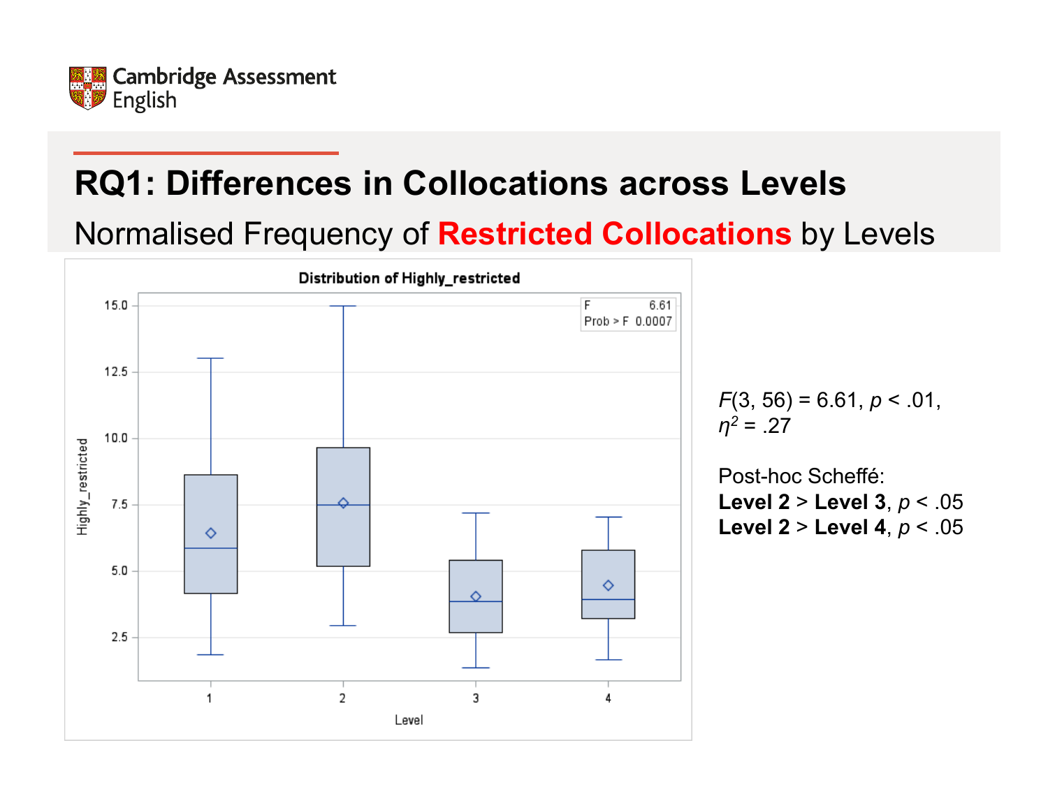Cambridge Assessment English

# RQ1: Differences in Collocations across Levels

## Normalised Frequency of **Restricted Collocations** by Levels

Distribution of Highly_restricted

| | |
|---|---|
| F | 6.61 |
| Prob > F | 0.0007 |

$F(3, 56) = 6.61$, $p < .01$, $\eta^2 = .27$

Post-hoc Scheffé:

**Level 2** > **Level 3**, $p < .05$

**Level 2** > **Level 4**, $p < .05$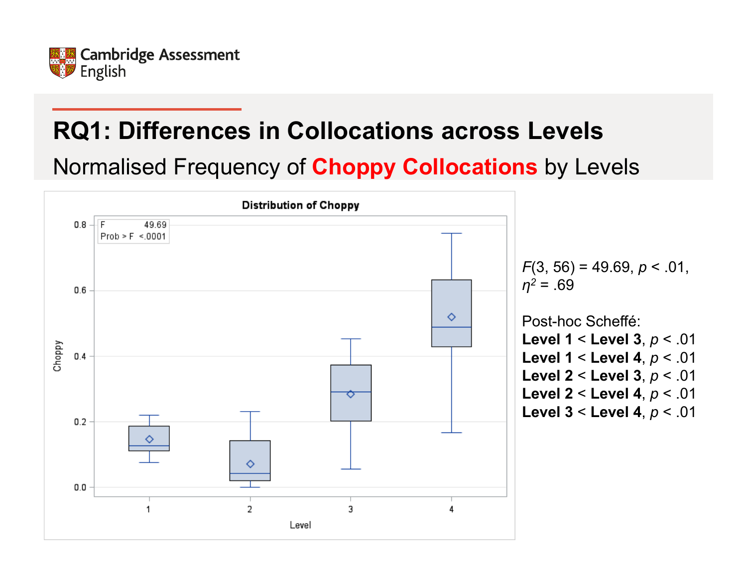# RQ1: Differences in Collocations across Levels

## Normalised Frequency of **Choppy Collocations** by Levels

$F(3, 56) = 49.69$, $p < .01$, $\eta^2 = .69$

Post-hoc Scheffé:

**Level 1** < **Level 3**, $p < .01$
**Level 1** < **Level 4**, $p < .01$
**Level 2** < **Level 3**, $p < .01$
**Level 2** < **Level 4**, $p < .01$
**Level 3** < **Level 4**, $p < .01$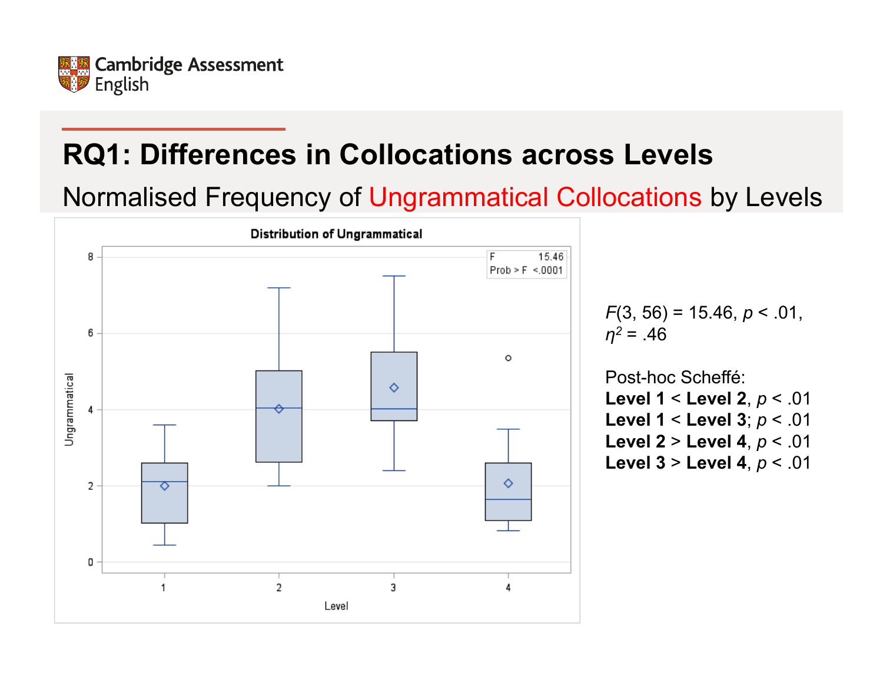# RQ1: Differences in Collocations across Levels

## Normalised Frequency of Ungrammatical Collocations by Levels

**Distribution of Ungrammatical**

| F | 15.46 |
| --- | --- |
| Prob > F | <.0001 |

$F(3, 56) = 15.46$, $p < .01$, $\eta^2 = .46$

Post-hoc Scheffé:

**Level 1** < **Level 2**, $p < .01$
**Level 1** < **Level 3**; $p < .01$
**Level 2** > **Level 4**, $p < .01$
**Level 3** > **Level 4**, $p < .01$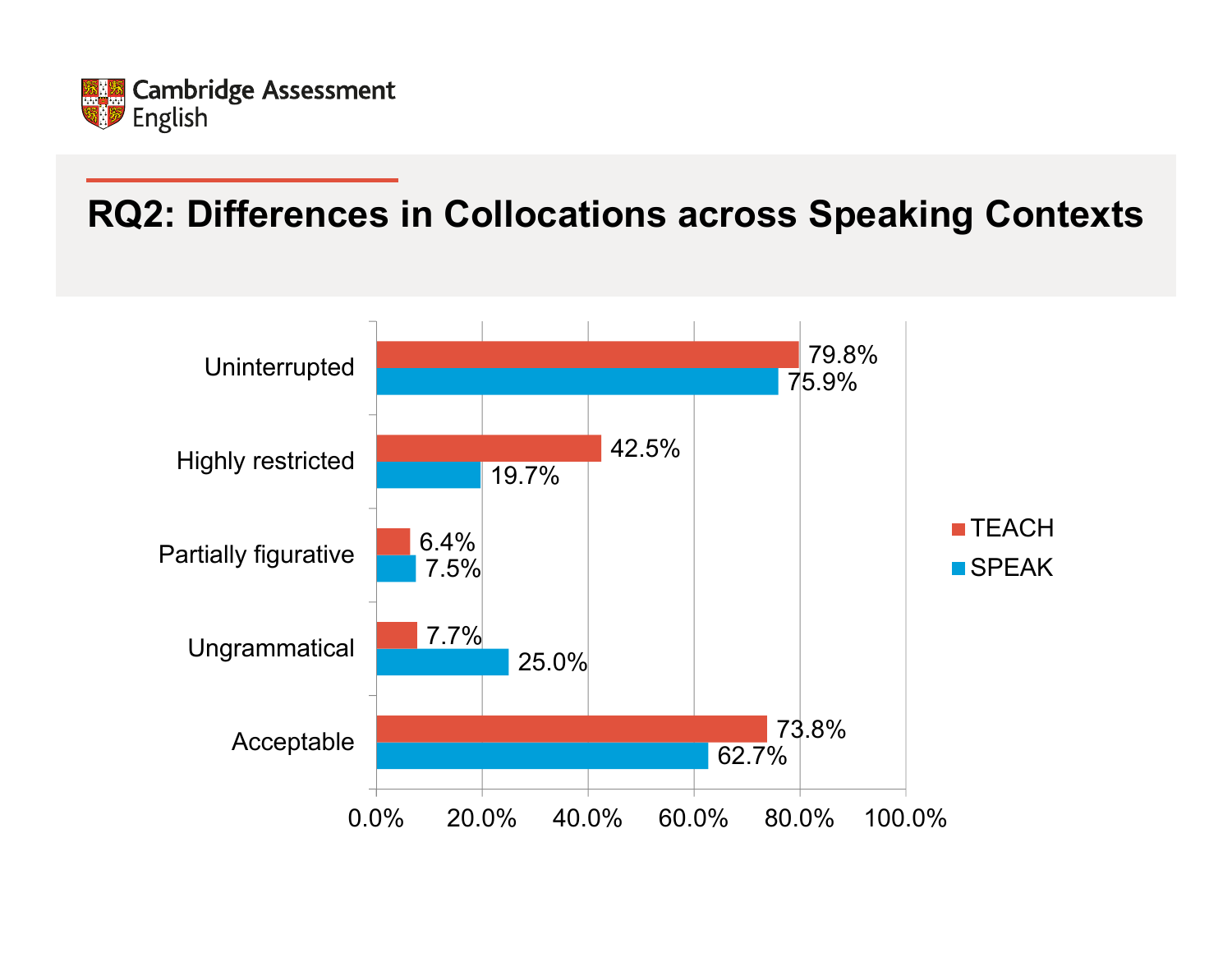# RQ2: Differences in Collocations across Speaking Contexts

| | TEACH | SPEAK |
|---|---|---|
| Uninterrupted | 79.8% | 75.9% |
| Highly restricted | 42.5% | 19.7% |
| Partially figurative | 6.4% | 7.5% |
| Ungrammatical | 7.7% | 25.0% |
| Acceptable | 73.8% | 62.7% |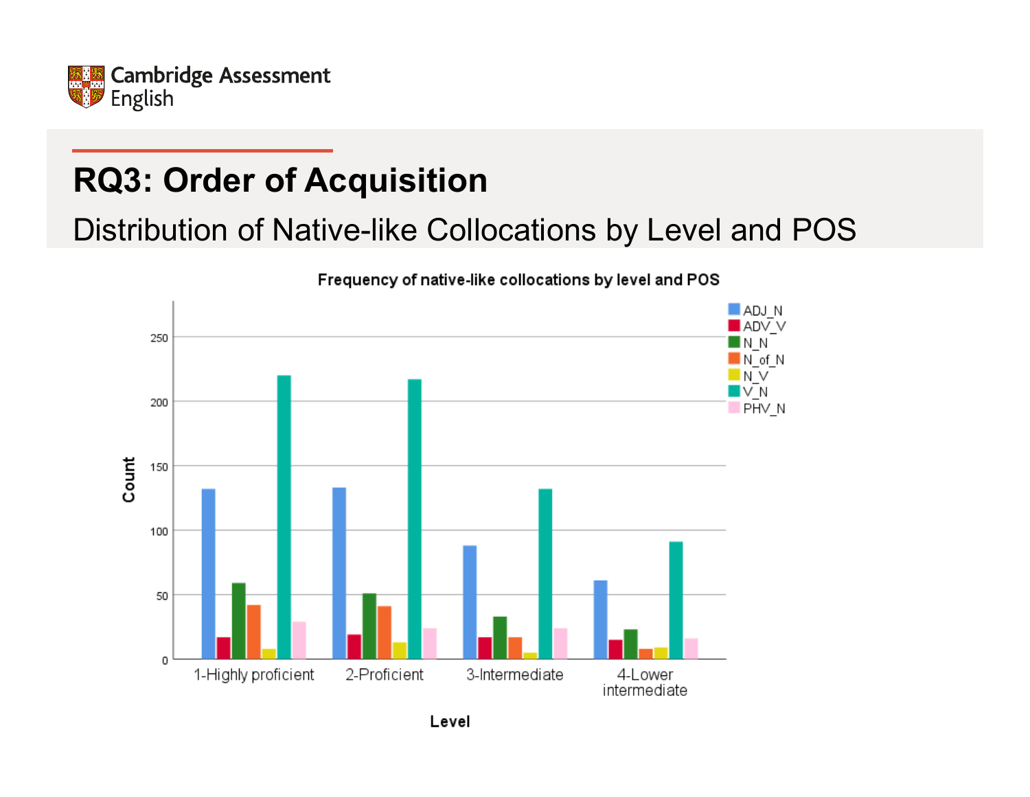# RQ3: Order of Acquisition

## Distribution of Native-like Collocations by Level and POS

**Frequency of native-like collocations by level and POS**

Legend: ADJ_N, ADV_V, N_N, N_of_N, N_V, V_N, PHV_N

Count (y-axis: 0, 50, 100, 150, 200, 250)

Level (x-axis): 1-Highly proficient, 2-Proficient, 3-Intermediate, 4-Lower intermediate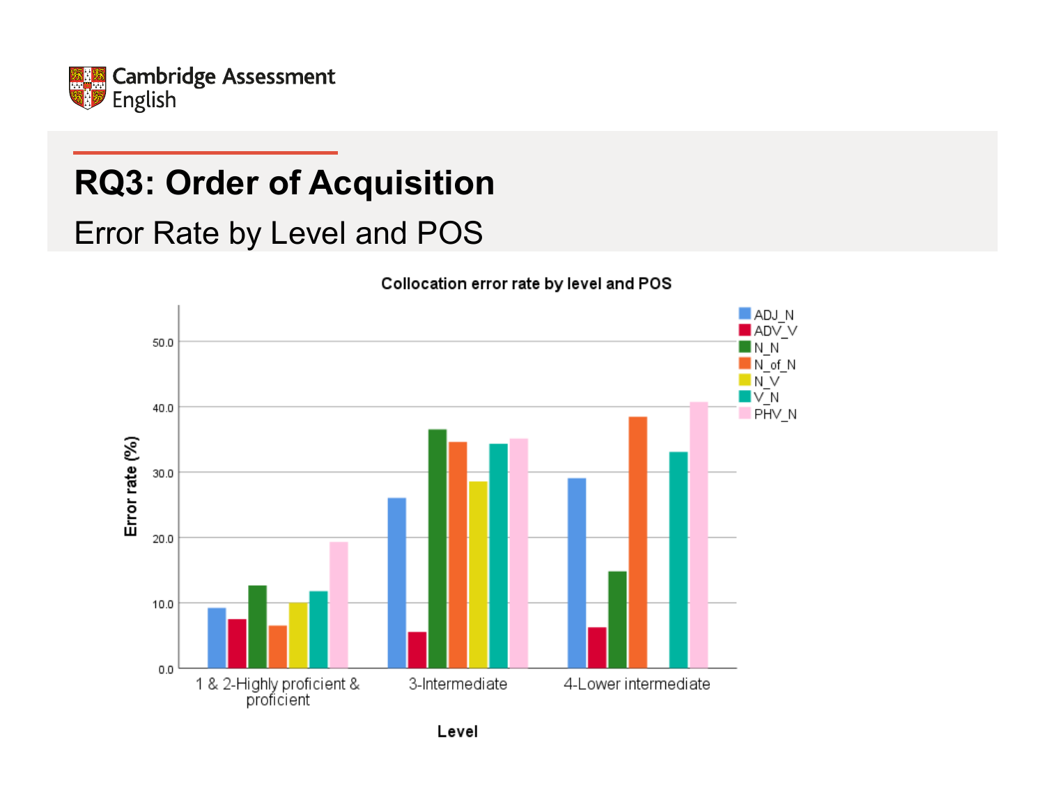# RQ3: Order of Acquisition

## Error Rate by Level and POS

**Collocation error rate by level and POS**

Legend: ADJ_N, ADV_V, N_N, N_of_N, N_V, V_N, PHV_N

Error rate (%)

50.0
40.0
30.0
20.0
10.0
0.0

1 & 2-Highly proficient & proficient | 3-Intermediate | 4-Lower intermediate

**Level**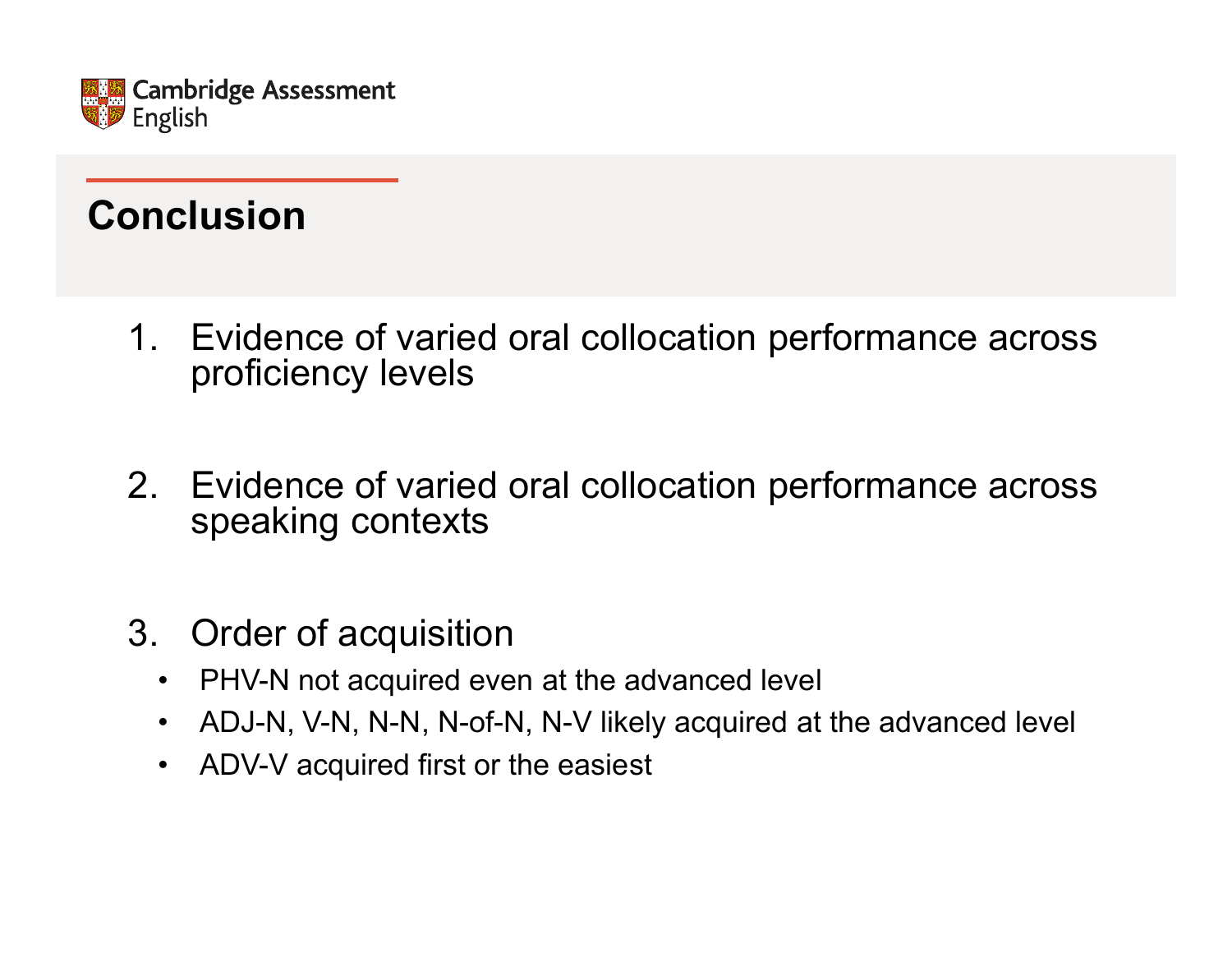## Conclusion

1. Evidence of varied oral collocation performance across proficiency levels

2. Evidence of varied oral collocation performance across speaking contexts

3. Order of acquisition
   - PHV-N not acquired even at the advanced level
   - ADJ-N, V-N, N-N, N-of-N, N-V likely acquired at the advanced level
   - ADV-V acquired first or the easiest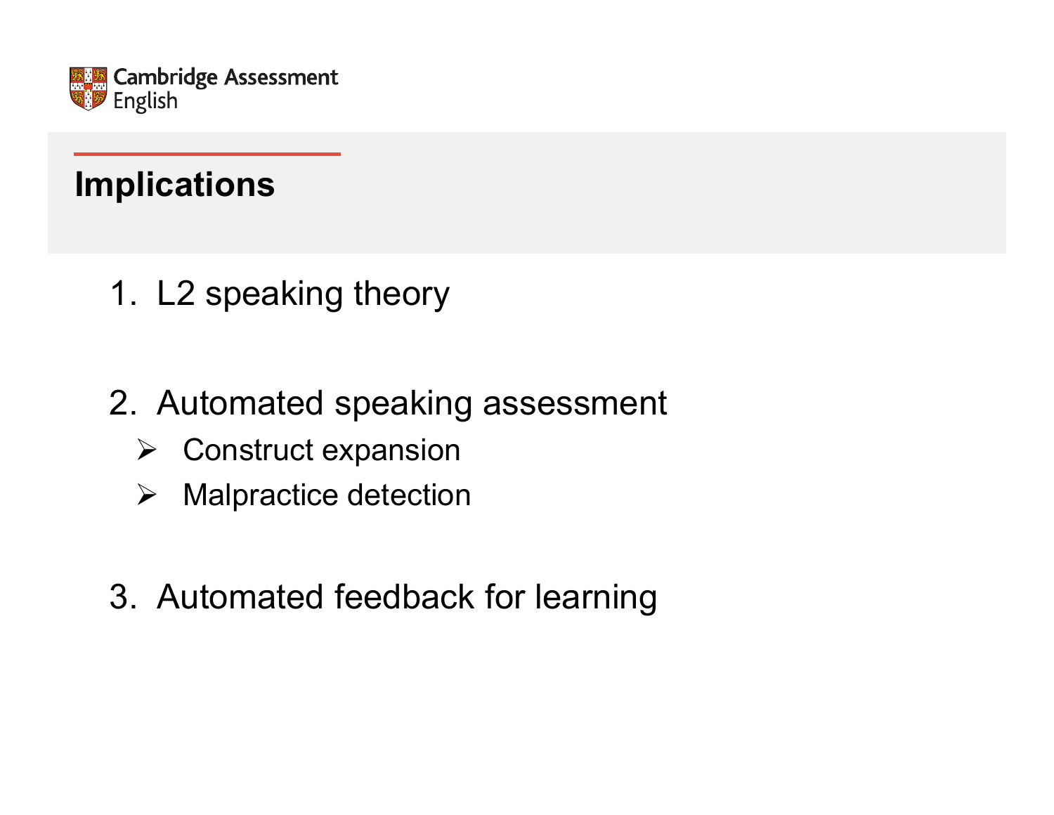# Implications

1. L2 speaking theory

2. Automated speaking assessment
   - Construct expansion
   - Malpractice detection

3. Automated feedback for learning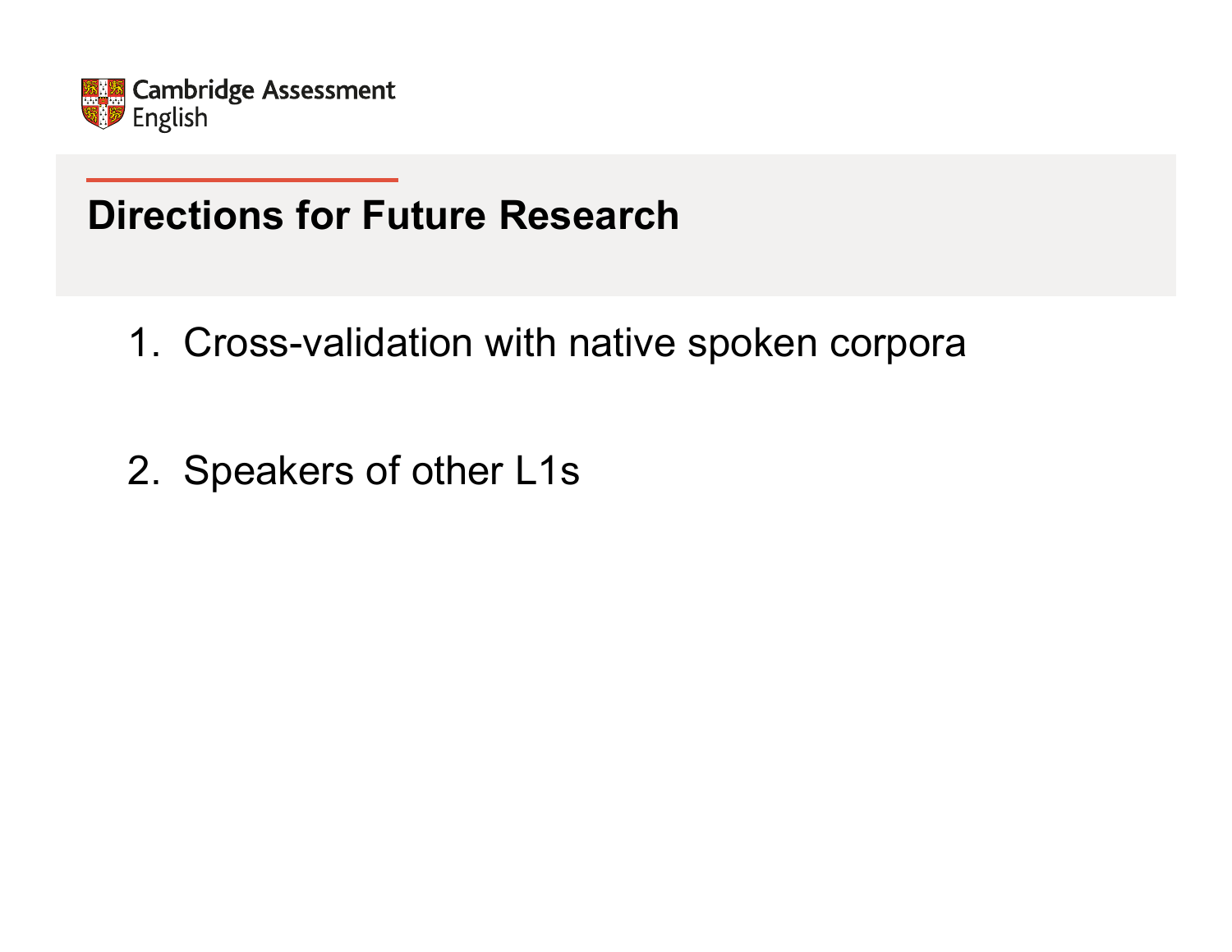## Directions for Future Research

1. Cross-validation with native spoken corpora

2. Speakers of other L1s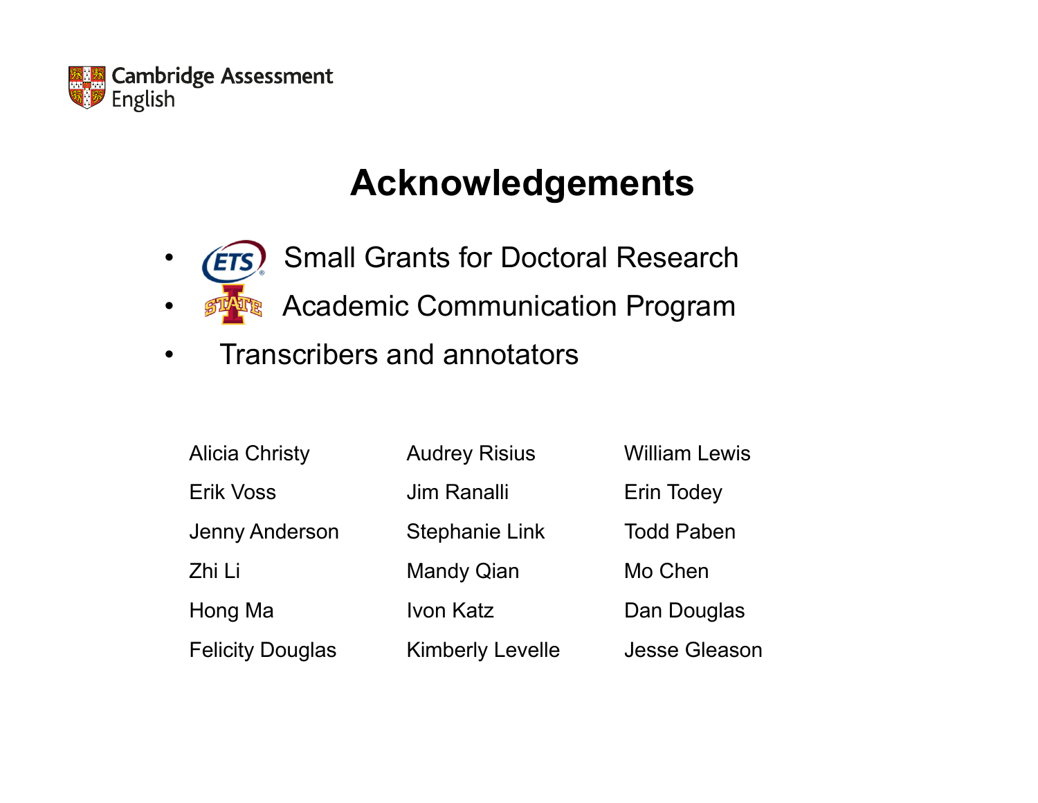# Acknowledgements

- Small Grants for Doctoral Research
- Academic Communication Program
- Transcribers and annotators

| | | |
|---|---|---|
| Alicia Christy | Audrey Risius | William Lewis |
| Erik Voss | Jim Ranalli | Erin Todey |
| Jenny Anderson | Stephanie Link | Todd Paben |
| Zhi Li | Mandy Qian | Mo Chen |
| Hong Ma | Ivon Katz | Dan Douglas |
| Felicity Douglas | Kimberly Levelle | Jesse Gleason |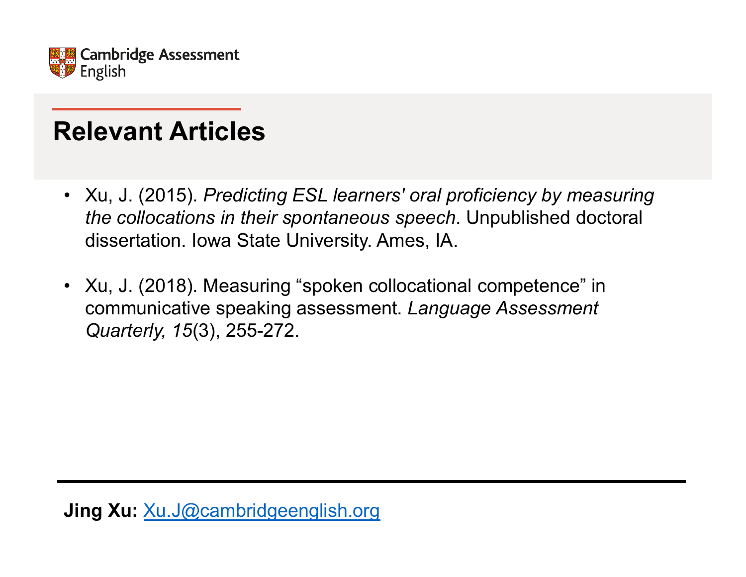Cambridge Assessment English

## Relevant Articles

- Xu, J. (2015). *Predicting ESL learners' oral proficiency by measuring the collocations in their spontaneous speech*. Unpublished doctoral dissertation. Iowa State University. Ames, IA.

- Xu, J. (2018). Measuring "spoken collocational competence" in communicative speaking assessment. *Language Assessment Quarterly, 15*(3), 255-272.

**Jing Xu:** [Xu.J@cambridgeenglish.org](mailto:Xu.J@cambridgeenglish.org)